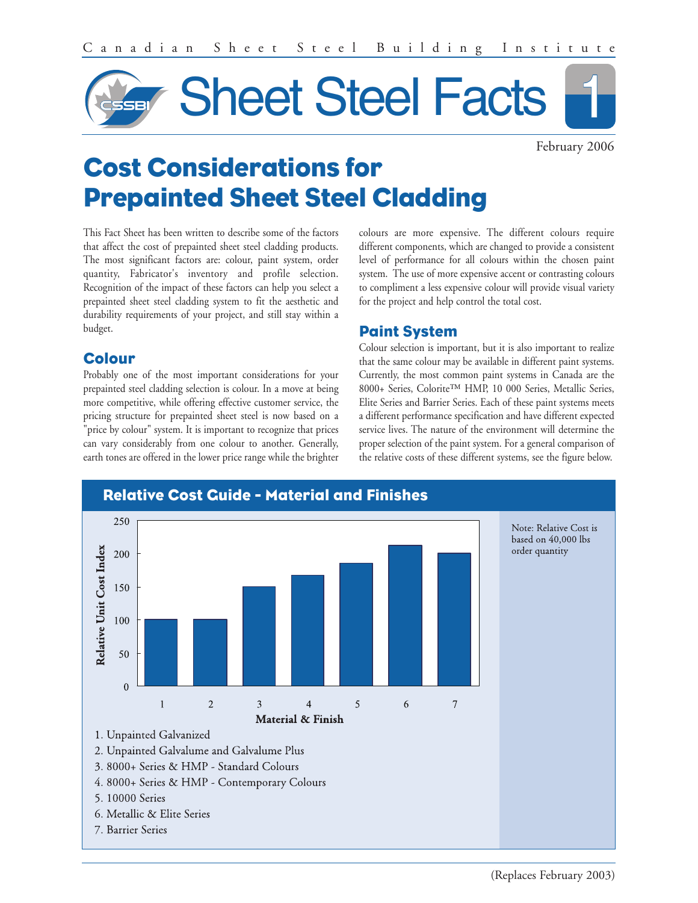Canadian Sheet Steel Building Institute

# Sheet Steel Facts 1

February 2006

# Cost Considerations for Prepainted Sheet Steel Cladding

This Fact Sheet has been written to describe some of the factors that affect the cost of prepainted sheet steel cladding products. The most significant factors are: colour, paint system, order quantity, Fabricator's inventory and profile selection. Recognition of the impact of these factors can help you select a prepainted sheet steel cladding system to fit the aesthetic and durability requirements of your project, and still stay within a budget.

## Colour

Probably one of the most important considerations for your prepainted steel cladding selection is colour. In a move at being more competitive, while offering effective customer service, the pricing structure for prepainted sheet steel is now based on a "price by colour" system. It is important to recognize that prices can vary considerably from one colour to another. Generally, earth tones are offered in the lower price range while the brighter colours are more expensive. The different colours require different components, which are changed to provide a consistent level of performance for all colours within the chosen paint system. The use of more expensive accent or contrasting colours to compliment a less expensive colour will provide visual variety for the project and help control the total cost.

## Paint System

Colour selection is important, but it is also important to realize that the same colour may be available in different paint systems. Currently, the most common paint systems in Canada are the 8000+ Series, Colorite™ HMP, 10 000 Series, Metallic Series, Elite Series and Barrier Series. Each of these paint systems meets a different performance specification and have different expected service lives. The nature of the environment will determine the proper selection of the paint system. For a general comparison of the relative costs of these different systems, see the figure below.

### Relative Cost Guide - Material and Finishes

| Material & Finish | Relative Unit Cost Index (approx.) |
|---|---|
| 1 | 100 |
| 2 | 100 |
| 3 | 150 |
| 4 | 167 |
| 5 | 185 |
| 6 | 212 |
| 7 | 200 |

1. Unpainted Galvanized
2. Unpainted Galvalume and Galvalume Plus
3. 8000+ Series & HMP - Standard Colours
4. 8000+ Series & HMP - Contemporary Colours
5. 10000 Series
6. Metallic & Elite Series
7. Barrier Series

Note: Relative Cost is based on 40,000 lbs order quantity

(Replaces February 2003)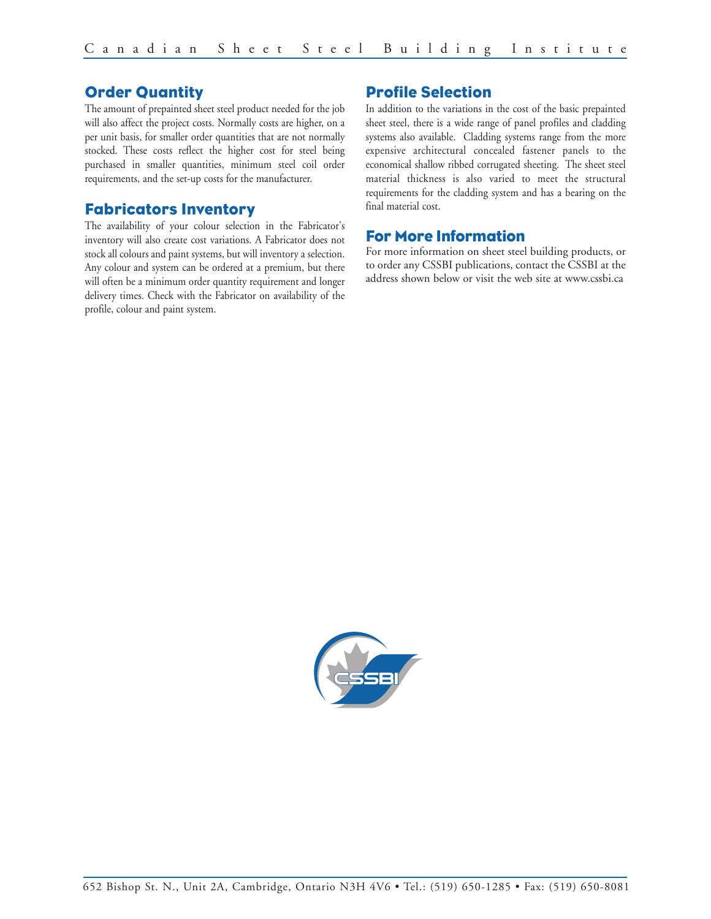## Order Quantity

The amount of prepainted sheet steel product needed for the job will also affect the project costs. Normally costs are higher, on a per unit basis, for smaller order quantities that are not normally stocked. These costs reflect the higher cost for steel being purchased in smaller quantities, minimum steel coil order requirements, and the set-up costs for the manufacturer.

## Fabricators Inventory

The availability of your colour selection in the Fabricator's inventory will also create cost variations. A Fabricator does not stock all colours and paint systems, but will inventory a selection. Any colour and system can be ordered at a premium, but there will often be a minimum order quantity requirement and longer delivery times. Check with the Fabricator on availability of the profile, colour and paint system.

## Profile Selection

In addition to the variations in the cost of the basic prepainted sheet steel, there is a wide range of panel profiles and cladding systems also available. Cladding systems range from the more expensive architectural concealed fastener panels to the economical shallow ribbed corrugated sheeting. The sheet steel material thickness is also varied to meet the structural requirements for the cladding system and has a bearing on the final material cost.

## For More Information

For more information on sheet steel building products, or to order any CSSBI publications, contact the CSSBI at the address shown below or visit the web site at www.cssbi.ca

CSSBI

652 Bishop St. N., Unit 2A, Cambridge, Ontario N3H 4V6 • Tel.: (519) 650-1285 • Fax: (519) 650-8081